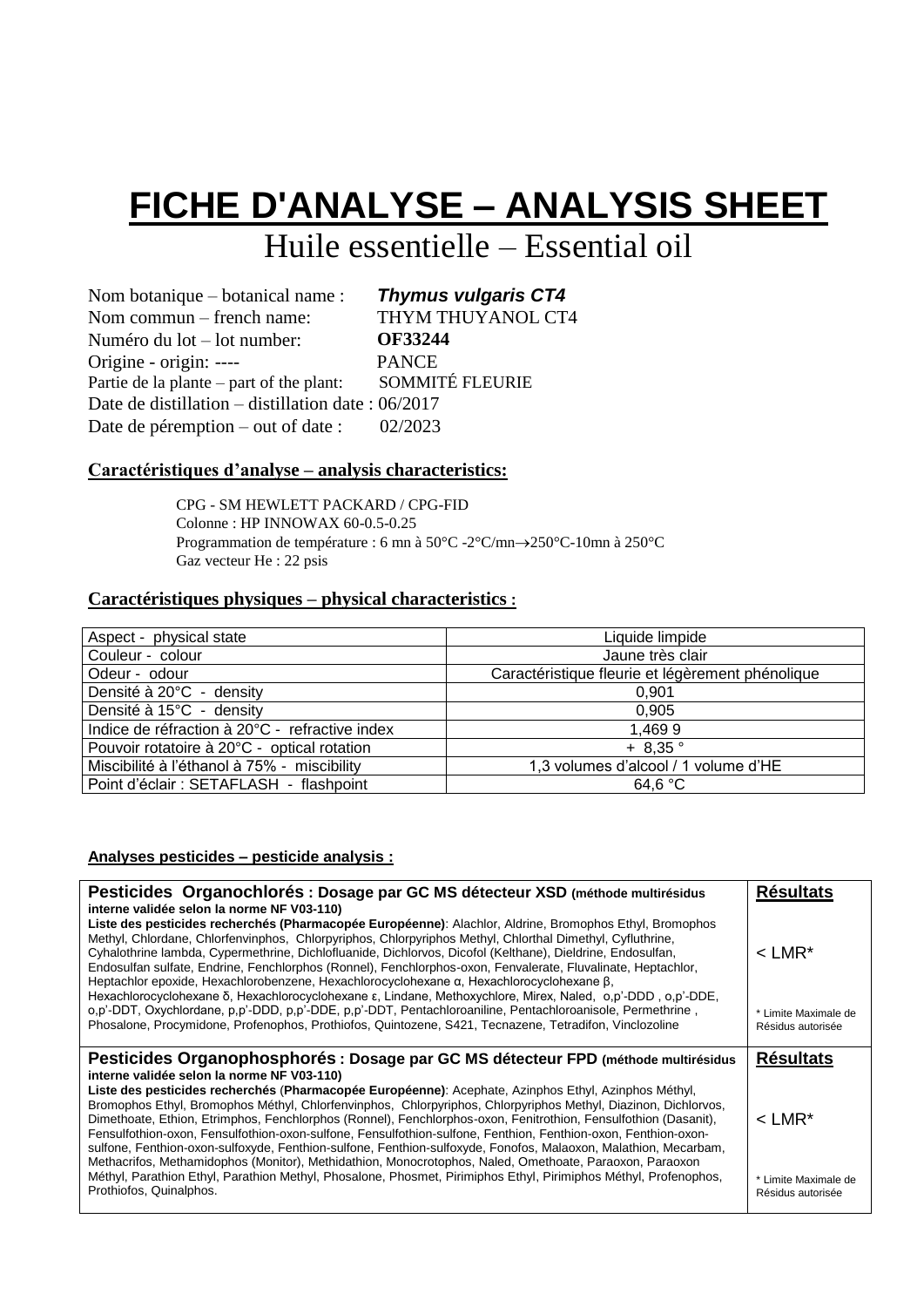# FICHE D'ANALYSE – ANALYSIS SHEET

## Huile essentielle – Essential oil

Nom botanique – botanical name : ***Thymus vulgaris CT4***
Nom commun – french name: THYM THUYANOL CT4
Numéro du lot – lot number: **OF33244**
Origine - origin: ---- PANCE
Partie de la plante – part of the plant: SOMMITÉ FLEURIE
Date de distillation – distillation date : 06/2017
Date de péremption – out of date : 02/2023

### Caractéristiques d'analyse – analysis characteristics:

CPG - SM HEWLETT PACKARD / CPG-FID
Colonne : HP INNOWAX 60-0.5-0.25
Programmation de température : 6 mn à 50°C -2°C/mn→250°C-10mn à 250°C
Gaz vecteur He : 22 psis

### Caractéristiques physiques – physical characteristics :

| Aspect - physical state | Liquide limpide |
|---|---|
| Couleur - colour | Jaune très clair |
| Odeur - odour | Caractéristique fleurie et légèrement phénolique |
| Densité à 20°C - density | 0,901 |
| Densité à 15°C - density | 0,905 |
| Indice de réfraction à 20°C - refractive index | 1,469 9 |
| Pouvoir rotatoire à 20°C - optical rotation | + 8,35 ° |
| Miscibilité à l'éthanol à 75% - miscibility | 1,3 volumes d'alcool / 1 volume d'HE |
| Point d'éclair : SETAFLASH - flashpoint | 64,6 °C |

#### Analyses pesticides – pesticide analysis :

| Pesticides | Résultats |
|---|---|
| **Pesticides Organochlorés : Dosage par GC MS détecteur XSD (méthode multirésidus interne validée selon la norme NF V03-110)** **Liste des pesticides recherchés (Pharmacopée Européenne)**: Alachlor, Aldrine, Bromophos Ethyl, Bromophos Methyl, Chlordane, Chlorfenvinphos, Chlorpyriphos, Chlorpyriphos Methyl, Chlorthal Dimethyl, Cyfluthrine, Cyhalothrine lambda, Cypermethrine, Dichlofluanide, Dichlorvos, Dicofol (Kelthane), Dieldrine, Endosulfan, Endosulfan sulfate, Endrine, Fenchlorphos (Ronnel), Fenchlorphos-oxon, Fenvalerate, Fluvalinate, Heptachlor, Heptachlor epoxide, Hexachlorobenzene, Hexachlorocyclohexane α, Hexachlorocyclohexane β, Hexachlorocyclohexane δ, Hexachlorocyclohexane ε, Lindane, Methoxychlore, Mirex, Naled, o,p'-DDD , o,p'-DDE, o,p'-DDT, Oxychlordane, p,p'-DDD, p,p'-DDE, p,p'-DDT, Pentachloroaniline, Pentachloroanisole, Permethrine , Phosalone, Procymidone, Profenophos, Prothiofos, Quintozene, S421, Tecnazene, Tetradifon, Vinclozoline | **Résultats** < LMR* * Limite Maximale de Résidus autorisée |
| **Pesticides Organophosphorés : Dosage par GC MS détecteur FPD (méthode multirésidus interne validée selon la norme NF V03-110)** **Liste des pesticides recherchés (Pharmacopée Européenne)**: Acephate, Azinphos Ethyl, Azinphos Méthyl, Bromophos Ethyl, Bromophos Méthyl, Chlorfenvinphos, Chlorpyriphos, Chlorpyriphos Methyl, Diazinon, Dichlorvos, Dimethoate, Ethion, Etrimphos, Fenchlorphos (Ronnel), Fenchlorphos-oxon, Fenitrothion, Fensulfothion (Dasanit), Fensulfothion-oxon, Fensulfothion-oxon-sulfone, Fensulfothion-sulfone, Fenthion, Fenthion-oxon, Fenthion-oxon-sulfone, Fenthion-oxon-sulfoxyde, Fenthion-sulfone, Fenthion-sulfoxyde, Fonofos, Malaoxon, Malathion, Mecarbam, Methacrifos, Methamidophos (Monitor), Methidathion, Monocrotophos, Naled, Omethoate, Paraoxon, Paraoxon Méthyl, Parathion Ethyl, Parathion Methyl, Phosalone, Phosmet, Pirimiphos Ethyl, Pirimiphos Méthyl, Profenophos, Prothiofos, Quinalphos. | **Résultats** < LMR* * Limite Maximale de Résidus autorisée |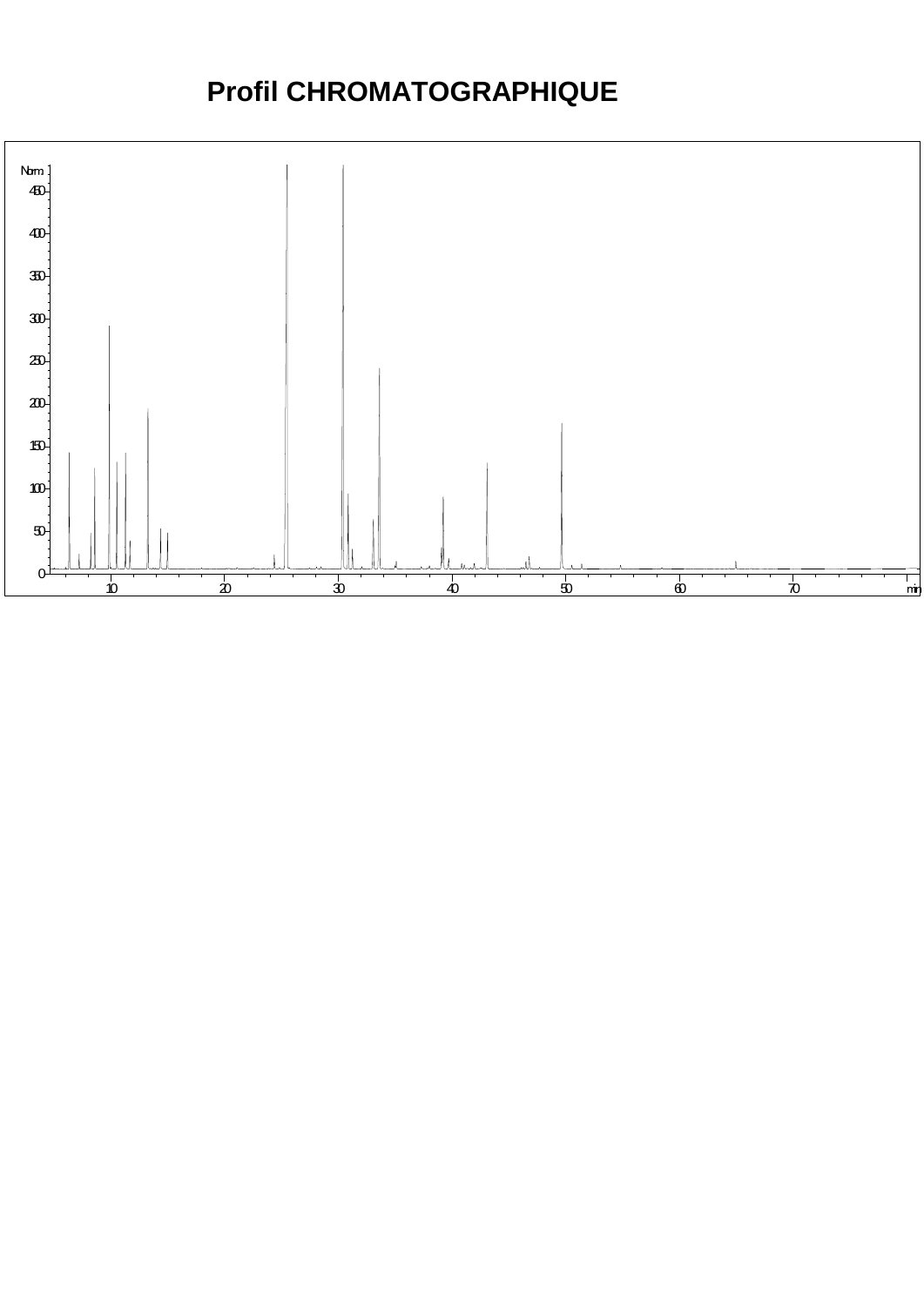# Profil CHROMATOGRAPHIQUE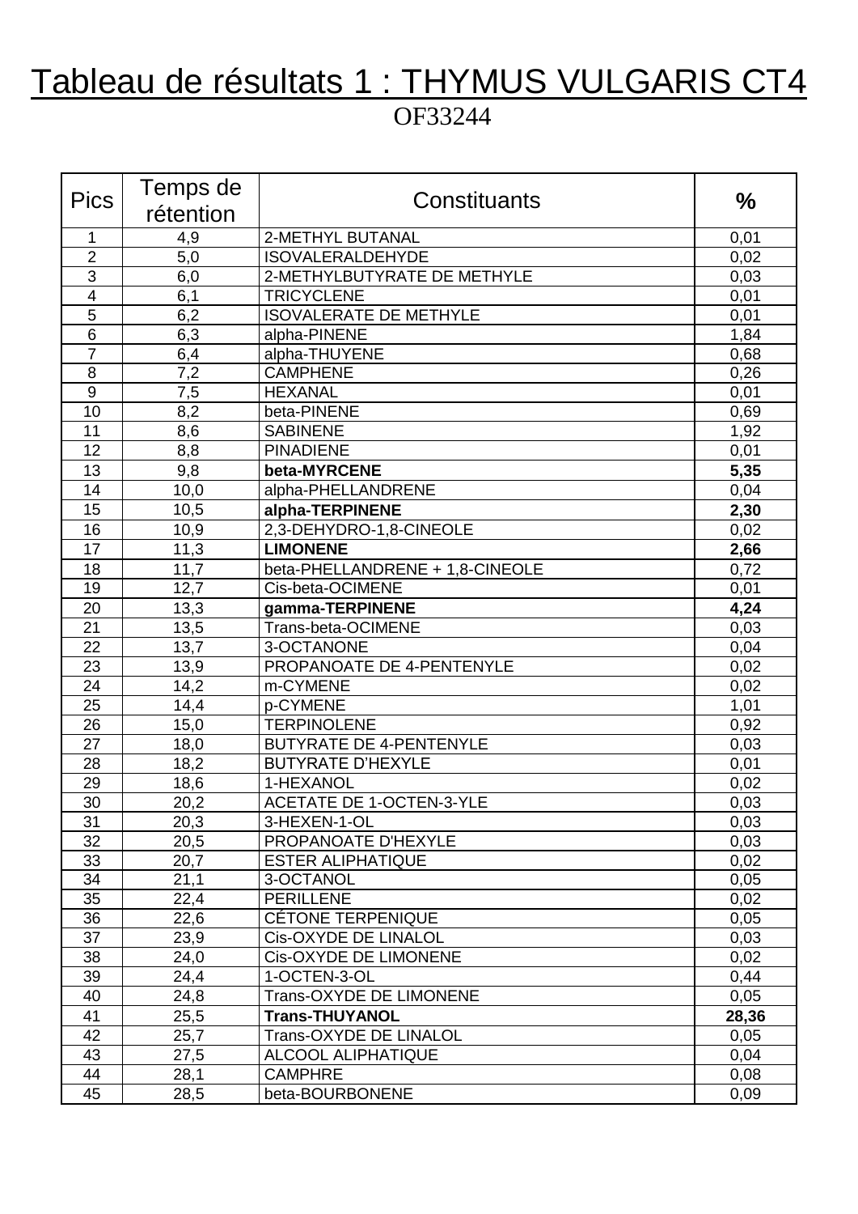# Tableau de résultats 1 : THYMUS VULGARIS CT4

OF33244

| Pics | Temps de rétention | Constituants | % |
|---|---|---|---|
| 1 | 4,9 | 2-METHYL BUTANAL | 0,01 |
| 2 | 5,0 | ISOVALERALDEHYDE | 0,02 |
| 3 | 6,0 | 2-METHYLBUTYRATE DE METHYLE | 0,03 |
| 4 | 6,1 | TRICYCLENE | 0,01 |
| 5 | 6,2 | ISOVALERATE DE METHYLE | 0,01 |
| 6 | 6,3 | alpha-PINENE | 1,84 |
| 7 | 6,4 | alpha-THUYENE | 0,68 |
| 8 | 7,2 | CAMPHENE | 0,26 |
| 9 | 7,5 | HEXANAL | 0,01 |
| 10 | 8,2 | beta-PINENE | 0,69 |
| 11 | 8,6 | SABINENE | 1,92 |
| 12 | 8,8 | PINADIENE | 0,01 |
| 13 | 9,8 | **beta-MYRCENE** | **5,35** |
| 14 | 10,0 | alpha-PHELLANDRENE | 0,04 |
| 15 | 10,5 | **alpha-TERPINENE** | **2,30** |
| 16 | 10,9 | 2,3-DEHYDRO-1,8-CINEOLE | 0,02 |
| 17 | 11,3 | **LIMONENE** | **2,66** |
| 18 | 11,7 | beta-PHELLANDRENE + 1,8-CINEOLE | 0,72 |
| 19 | 12,7 | Cis-beta-OCIMENE | 0,01 |
| 20 | 13,3 | **gamma-TERPINENE** | **4,24** |
| 21 | 13,5 | Trans-beta-OCIMENE | 0,03 |
| 22 | 13,7 | 3-OCTANONE | 0,04 |
| 23 | 13,9 | PROPANOATE DE 4-PENTENYLE | 0,02 |
| 24 | 14,2 | m-CYMENE | 0,02 |
| 25 | 14,4 | p-CYMENE | 1,01 |
| 26 | 15,0 | TERPINOLENE | 0,92 |
| 27 | 18,0 | BUTYRATE DE 4-PENTENYLE | 0,03 |
| 28 | 18,2 | BUTYRATE D'HEXYLE | 0,01 |
| 29 | 18,6 | 1-HEXANOL | 0,02 |
| 30 | 20,2 | ACETATE DE 1-OCTEN-3-YLE | 0,03 |
| 31 | 20,3 | 3-HEXEN-1-OL | 0,03 |
| 32 | 20,5 | PROPANOATE D'HEXYLE | 0,03 |
| 33 | 20,7 | ESTER ALIPHATIQUE | 0,02 |
| 34 | 21,1 | 3-OCTANOL | 0,05 |
| 35 | 22,4 | PERILLENE | 0,02 |
| 36 | 22,6 | CÉTONE TERPENIQUE | 0,05 |
| 37 | 23,9 | Cis-OXYDE DE LINALOL | 0,03 |
| 38 | 24,0 | Cis-OXYDE DE LIMONENE | 0,02 |
| 39 | 24,4 | 1-OCTEN-3-OL | 0,44 |
| 40 | 24,8 | Trans-OXYDE DE LIMONENE | 0,05 |
| 41 | 25,5 | **Trans-THUYANOL** | **28,36** |
| 42 | 25,7 | Trans-OXYDE DE LINALOL | 0,05 |
| 43 | 27,5 | ALCOOL ALIPHATIQUE | 0,04 |
| 44 | 28,1 | CAMPHRE | 0,08 |
| 45 | 28,5 | beta-BOURBONENE | 0,09 |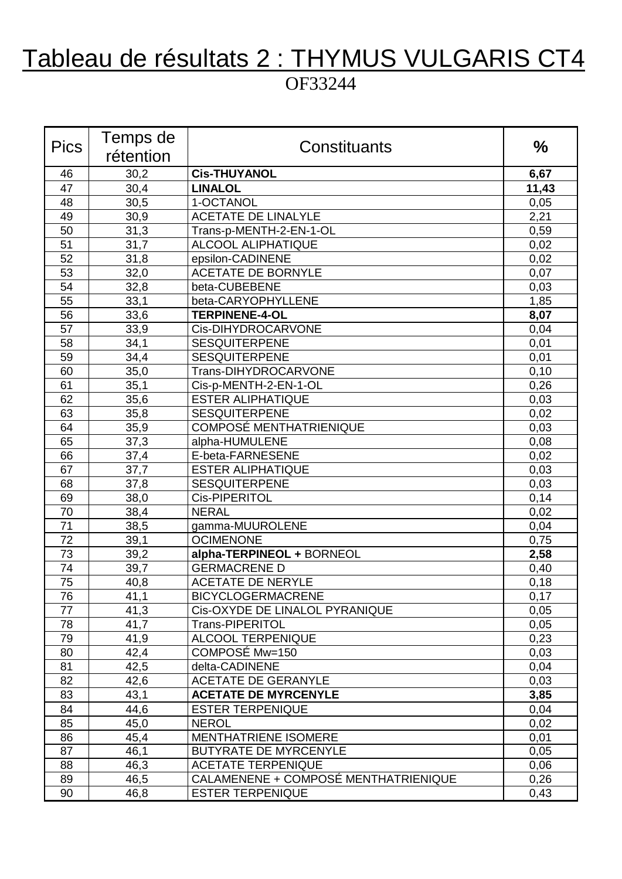# Tableau de résultats 2 : THYMUS VULGARIS CT4

OF33244

| Pics | Temps de rétention | Constituants | % |
|---|---|---|---|
| 46 | 30,2 | **Cis-THUYANOL** | **6,67** |
| 47 | 30,4 | **LINALOL** | **11,43** |
| 48 | 30,5 | 1-OCTANOL | 0,05 |
| 49 | 30,9 | ACETATE DE LINALYLE | 2,21 |
| 50 | 31,3 | Trans-p-MENTH-2-EN-1-OL | 0,59 |
| 51 | 31,7 | ALCOOL ALIPHATIQUE | 0,02 |
| 52 | 31,8 | epsilon-CADINENE | 0,02 |
| 53 | 32,0 | ACETATE DE BORNYLE | 0,07 |
| 54 | 32,8 | beta-CUBEBENE | 0,03 |
| 55 | 33,1 | beta-CARYOPHYLLENE | 1,85 |
| 56 | 33,6 | **TERPINENE-4-OL** | **8,07** |
| 57 | 33,9 | Cis-DIHYDROCARVONE | 0,04 |
| 58 | 34,1 | SESQUITERPENE | 0,01 |
| 59 | 34,4 | SESQUITERPENE | 0,01 |
| 60 | 35,0 | Trans-DIHYDROCARVONE | 0,10 |
| 61 | 35,1 | Cis-p-MENTH-2-EN-1-OL | 0,26 |
| 62 | 35,6 | ESTER ALIPHATIQUE | 0,03 |
| 63 | 35,8 | SESQUITERPENE | 0,02 |
| 64 | 35,9 | COMPOSÉ MENTHATRIENIQUE | 0,03 |
| 65 | 37,3 | alpha-HUMULENE | 0,08 |
| 66 | 37,4 | E-beta-FARNESENE | 0,02 |
| 67 | 37,7 | ESTER ALIPHATIQUE | 0,03 |
| 68 | 37,8 | SESQUITERPENE | 0,03 |
| 69 | 38,0 | Cis-PIPERITOL | 0,14 |
| 70 | 38,4 | NERAL | 0,02 |
| 71 | 38,5 | gamma-MUUROLENE | 0,04 |
| 72 | 39,1 | OCIMENONE | 0,75 |
| 73 | 39,2 | **alpha-TERPINEOL +** BORNEOL | **2,58** |
| 74 | 39,7 | GERMACRENE D | 0,40 |
| 75 | 40,8 | ACETATE DE NERYLE | 0,18 |
| 76 | 41,1 | BICYCLOGERMACRENE | 0,17 |
| 77 | 41,3 | Cis-OXYDE DE LINALOL PYRANIQUE | 0,05 |
| 78 | 41,7 | Trans-PIPERITOL | 0,05 |
| 79 | 41,9 | ALCOOL TERPENIQUE | 0,23 |
| 80 | 42,4 | COMPOSÉ Mw=150 | 0,03 |
| 81 | 42,5 | delta-CADINENE | 0,04 |
| 82 | 42,6 | ACETATE DE GERANYLE | 0,03 |
| 83 | 43,1 | **ACETATE DE MYRCENYLE** | **3,85** |
| 84 | 44,6 | ESTER TERPENIQUE | 0,04 |
| 85 | 45,0 | NEROL | 0,02 |
| 86 | 45,4 | MENTHATRIENE ISOMERE | 0,01 |
| 87 | 46,1 | BUTYRATE DE MYRCENYLE | 0,05 |
| 88 | 46,3 | ACETATE TERPENIQUE | 0,06 |
| 89 | 46,5 | CALAMENENE + COMPOSÉ MENTHATRIENIQUE | 0,26 |
| 90 | 46,8 | ESTER TERPENIQUE | 0,43 |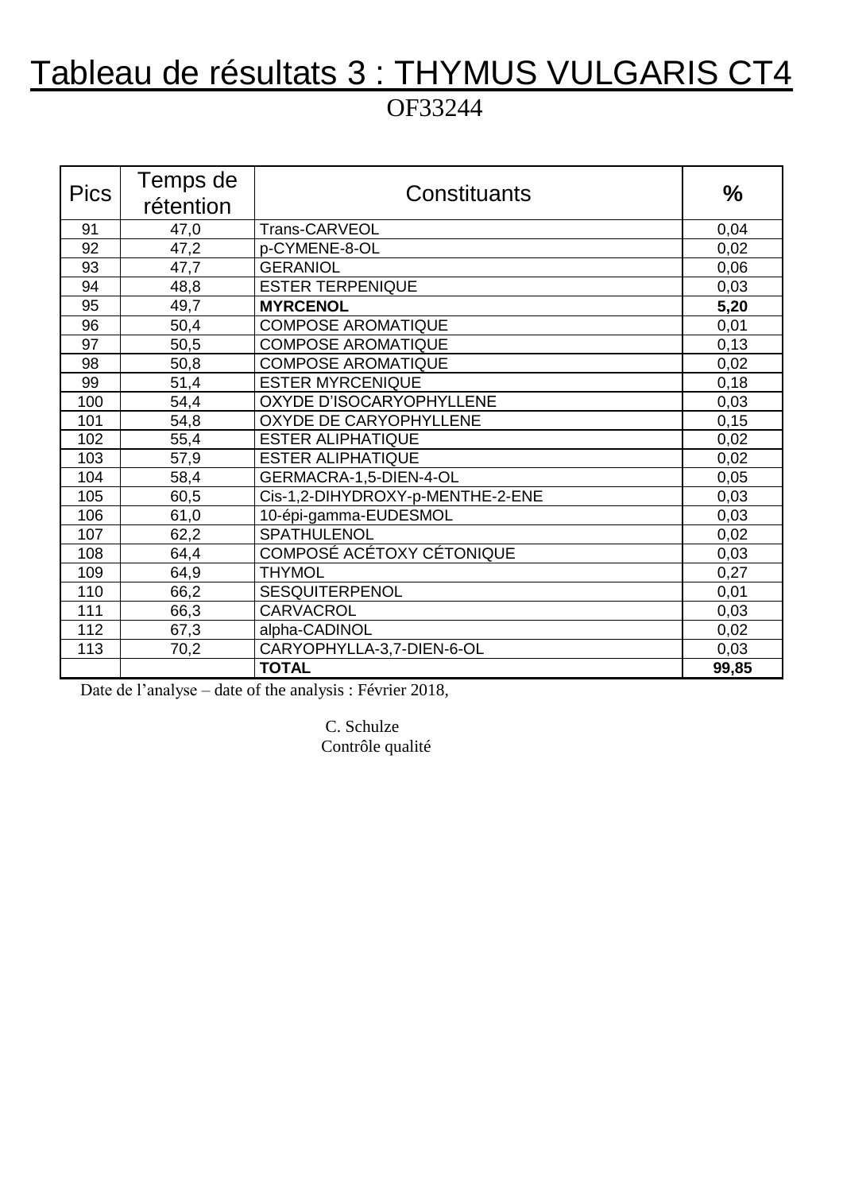# Tableau de résultats 3 : THYMUS VULGARIS CT4

OF33244

| Pics | Temps de rétention | Constituants | % |
| --- | --- | --- | --- |
| 91 | 47,0 | Trans-CARVEOL | 0,04 |
| 92 | 47,2 | p-CYMENE-8-OL | 0,02 |
| 93 | 47,7 | GERANIOL | 0,06 |
| 94 | 48,8 | ESTER TERPENIQUE | 0,03 |
| 95 | 49,7 | **MYRCENOL** | **5,20** |
| 96 | 50,4 | COMPOSE AROMATIQUE | 0,01 |
| 97 | 50,5 | COMPOSE AROMATIQUE | 0,13 |
| 98 | 50,8 | COMPOSE AROMATIQUE | 0,02 |
| 99 | 51,4 | ESTER MYRCENIQUE | 0,18 |
| 100 | 54,4 | OXYDE D'ISOCARYOPHYLLENE | 0,03 |
| 101 | 54,8 | OXYDE DE CARYOPHYLLENE | 0,15 |
| 102 | 55,4 | ESTER ALIPHATIQUE | 0,02 |
| 103 | 57,9 | ESTER ALIPHATIQUE | 0,02 |
| 104 | 58,4 | GERMACRA-1,5-DIEN-4-OL | 0,05 |
| 105 | 60,5 | Cis-1,2-DIHYDROXY-p-MENTHE-2-ENE | 0,03 |
| 106 | 61,0 | 10-épi-gamma-EUDESMOL | 0,03 |
| 107 | 62,2 | SPATHULENOL | 0,02 |
| 108 | 64,4 | COMPOSÉ ACÉTOXY CÉTONIQUE | 0,03 |
| 109 | 64,9 | THYMOL | 0,27 |
| 110 | 66,2 | SESQUITERPENOL | 0,01 |
| 111 | 66,3 | CARVACROL | 0,03 |
| 112 | 67,3 | alpha-CADINOL | 0,02 |
| 113 | 70,2 | CARYOPHYLLA-3,7-DIEN-6-OL | 0,03 |
| | | **TOTAL** | **99,85** |

Date de l'analyse – date of the analysis : Février 2018,

C. Schulze
Contrôle qualité